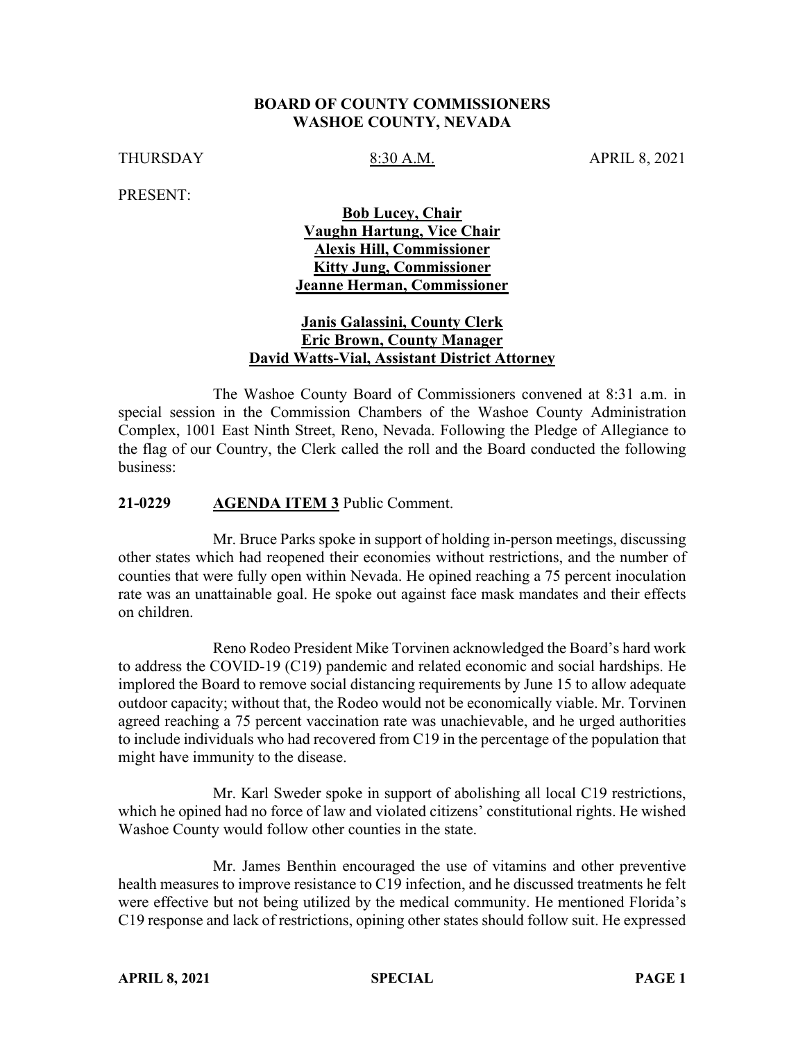**BOARD OF COUNTY COMMISSIONERS**
**WASHOE COUNTY, NEVADA**

THURSDAY 8:30 A.M. APRIL 8, 2021

PRESENT:

**Bob Lucey, Chair**
**Vaughn Hartung, Vice Chair**
**Alexis Hill, Commissioner**
**Kitty Jung, Commissioner**
**Jeanne Herman, Commissioner**

**Janis Galassini, County Clerk**
**Eric Brown, County Manager**
**David Watts-Vial, Assistant District Attorney**

The Washoe County Board of Commissioners convened at 8:31 a.m. in special session in the Commission Chambers of the Washoe County Administration Complex, 1001 East Ninth Street, Reno, Nevada. Following the Pledge of Allegiance to the flag of our Country, the Clerk called the roll and the Board conducted the following business:

**21-0229 AGENDA ITEM 3** Public Comment.

Mr. Bruce Parks spoke in support of holding in-person meetings, discussing other states which had reopened their economies without restrictions, and the number of counties that were fully open within Nevada. He opined reaching a 75 percent inoculation rate was an unattainable goal. He spoke out against face mask mandates and their effects on children.

Reno Rodeo President Mike Torvinen acknowledged the Board's hard work to address the COVID-19 (C19) pandemic and related economic and social hardships. He implored the Board to remove social distancing requirements by June 15 to allow adequate outdoor capacity; without that, the Rodeo would not be economically viable. Mr. Torvinen agreed reaching a 75 percent vaccination rate was unachievable, and he urged authorities to include individuals who had recovered from C19 in the percentage of the population that might have immunity to the disease.

Mr. Karl Sweder spoke in support of abolishing all local C19 restrictions, which he opined had no force of law and violated citizens' constitutional rights. He wished Washoe County would follow other counties in the state.

Mr. James Benthin encouraged the use of vitamins and other preventive health measures to improve resistance to C19 infection, and he discussed treatments he felt were effective but not being utilized by the medical community. He mentioned Florida's C19 response and lack of restrictions, opining other states should follow suit. He expressed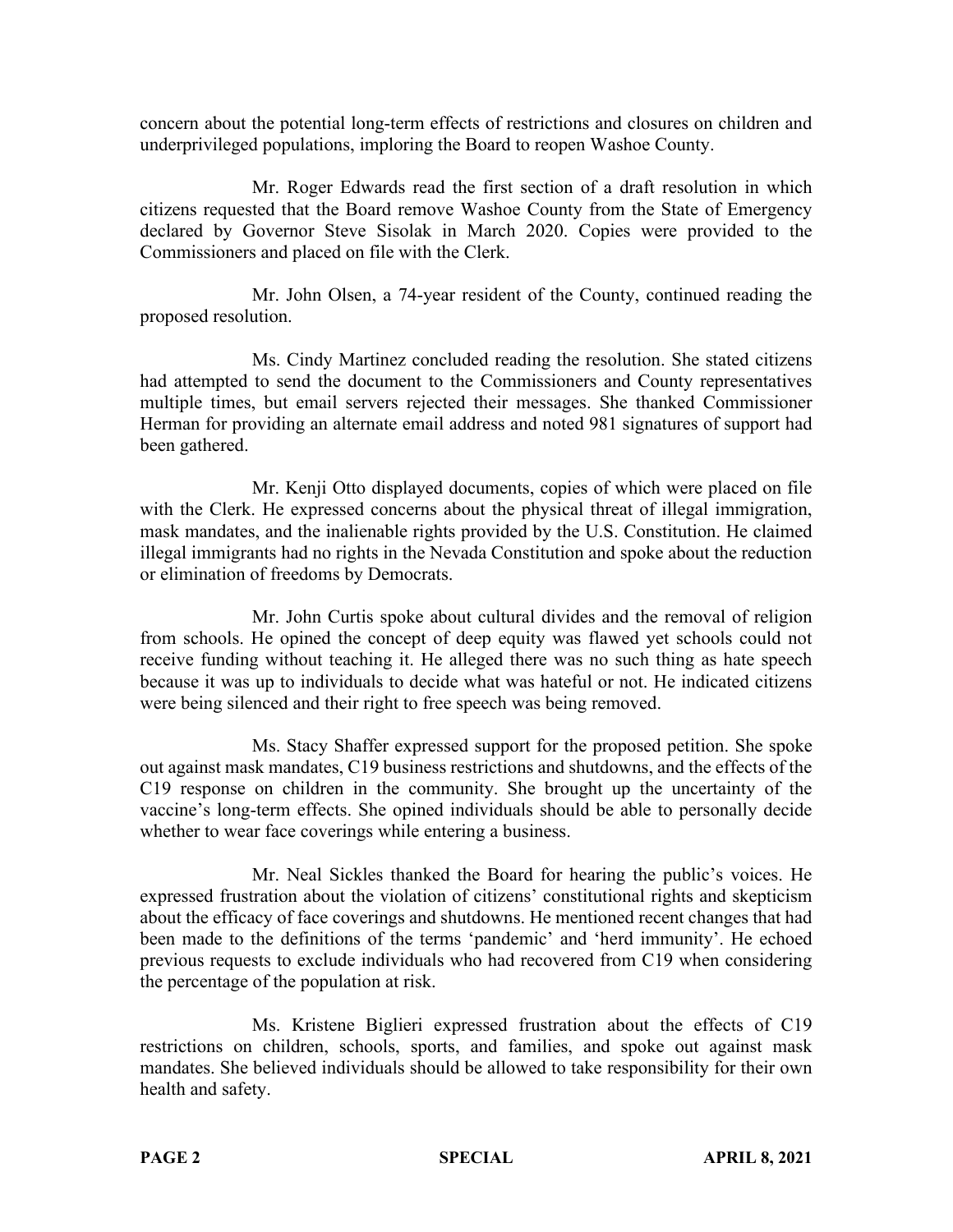concern about the potential long-term effects of restrictions and closures on children and underprivileged populations, imploring the Board to reopen Washoe County.

Mr. Roger Edwards read the first section of a draft resolution in which citizens requested that the Board remove Washoe County from the State of Emergency declared by Governor Steve Sisolak in March 2020. Copies were provided to the Commissioners and placed on file with the Clerk.

Mr. John Olsen, a 74-year resident of the County, continued reading the proposed resolution.

Ms. Cindy Martinez concluded reading the resolution. She stated citizens had attempted to send the document to the Commissioners and County representatives multiple times, but email servers rejected their messages. She thanked Commissioner Herman for providing an alternate email address and noted 981 signatures of support had been gathered.

Mr. Kenji Otto displayed documents, copies of which were placed on file with the Clerk. He expressed concerns about the physical threat of illegal immigration, mask mandates, and the inalienable rights provided by the U.S. Constitution. He claimed illegal immigrants had no rights in the Nevada Constitution and spoke about the reduction or elimination of freedoms by Democrats.

Mr. John Curtis spoke about cultural divides and the removal of religion from schools. He opined the concept of deep equity was flawed yet schools could not receive funding without teaching it. He alleged there was no such thing as hate speech because it was up to individuals to decide what was hateful or not. He indicated citizens were being silenced and their right to free speech was being removed.

Ms. Stacy Shaffer expressed support for the proposed petition. She spoke out against mask mandates, C19 business restrictions and shutdowns, and the effects of the C19 response on children in the community. She brought up the uncertainty of the vaccine's long-term effects. She opined individuals should be able to personally decide whether to wear face coverings while entering a business.

Mr. Neal Sickles thanked the Board for hearing the public's voices. He expressed frustration about the violation of citizens' constitutional rights and skepticism about the efficacy of face coverings and shutdowns. He mentioned recent changes that had been made to the definitions of the terms 'pandemic' and 'herd immunity'. He echoed previous requests to exclude individuals who had recovered from C19 when considering the percentage of the population at risk.

Ms. Kristene Biglieri expressed frustration about the effects of C19 restrictions on children, schools, sports, and families, and spoke out against mask mandates. She believed individuals should be allowed to take responsibility for their own health and safety.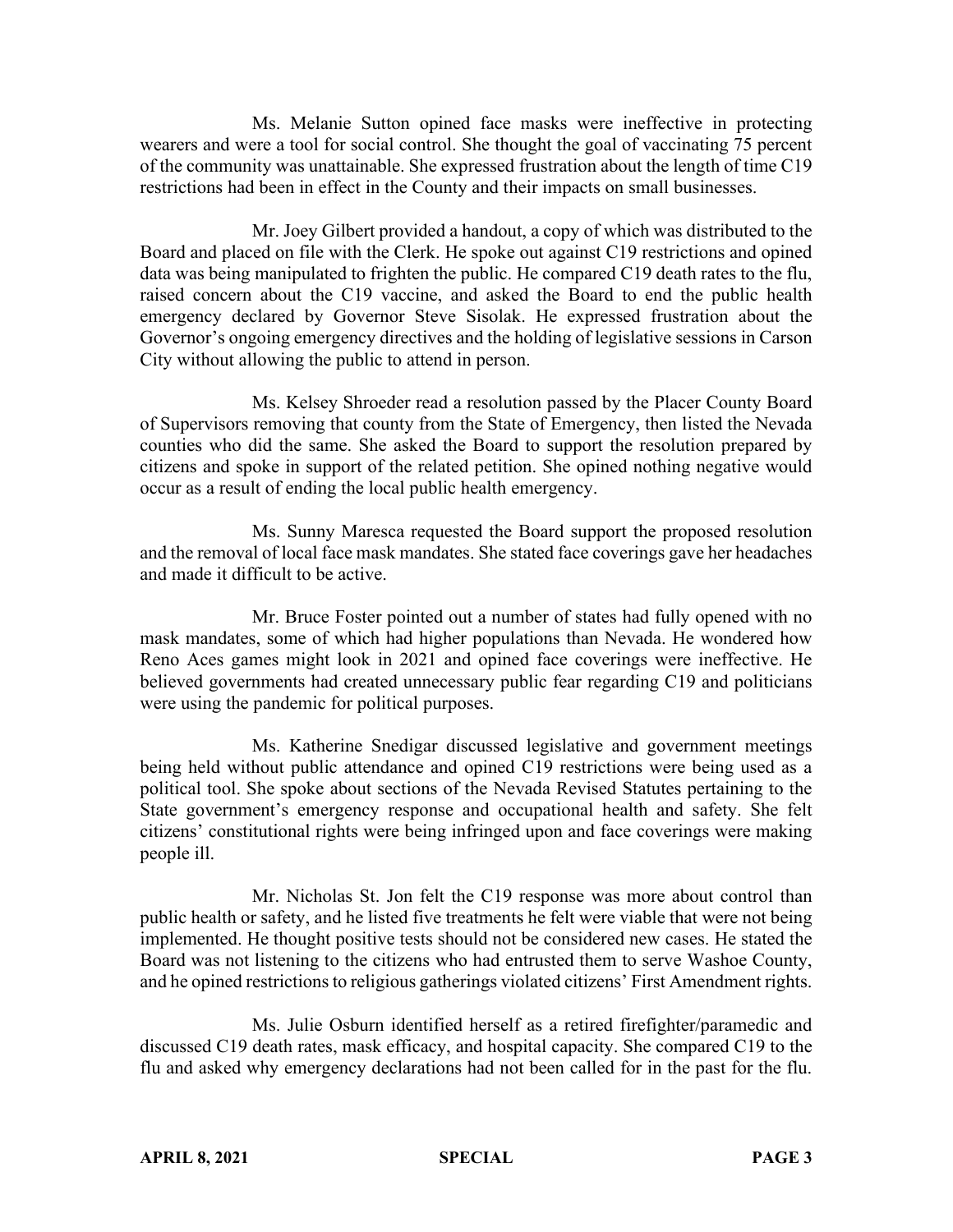Ms. Melanie Sutton opined face masks were ineffective in protecting wearers and were a tool for social control. She thought the goal of vaccinating 75 percent of the community was unattainable. She expressed frustration about the length of time C19 restrictions had been in effect in the County and their impacts on small businesses.

Mr. Joey Gilbert provided a handout, a copy of which was distributed to the Board and placed on file with the Clerk. He spoke out against C19 restrictions and opined data was being manipulated to frighten the public. He compared C19 death rates to the flu, raised concern about the C19 vaccine, and asked the Board to end the public health emergency declared by Governor Steve Sisolak. He expressed frustration about the Governor's ongoing emergency directives and the holding of legislative sessions in Carson City without allowing the public to attend in person.

Ms. Kelsey Shroeder read a resolution passed by the Placer County Board of Supervisors removing that county from the State of Emergency, then listed the Nevada counties who did the same. She asked the Board to support the resolution prepared by citizens and spoke in support of the related petition. She opined nothing negative would occur as a result of ending the local public health emergency.

Ms. Sunny Maresca requested the Board support the proposed resolution and the removal of local face mask mandates. She stated face coverings gave her headaches and made it difficult to be active.

Mr. Bruce Foster pointed out a number of states had fully opened with no mask mandates, some of which had higher populations than Nevada. He wondered how Reno Aces games might look in 2021 and opined face coverings were ineffective. He believed governments had created unnecessary public fear regarding C19 and politicians were using the pandemic for political purposes.

Ms. Katherine Snedigar discussed legislative and government meetings being held without public attendance and opined C19 restrictions were being used as a political tool. She spoke about sections of the Nevada Revised Statutes pertaining to the State government's emergency response and occupational health and safety. She felt citizens' constitutional rights were being infringed upon and face coverings were making people ill.

Mr. Nicholas St. Jon felt the C19 response was more about control than public health or safety, and he listed five treatments he felt were viable that were not being implemented. He thought positive tests should not be considered new cases. He stated the Board was not listening to the citizens who had entrusted them to serve Washoe County, and he opined restrictions to religious gatherings violated citizens' First Amendment rights.

Ms. Julie Osburn identified herself as a retired firefighter/paramedic and discussed C19 death rates, mask efficacy, and hospital capacity. She compared C19 to the flu and asked why emergency declarations had not been called for in the past for the flu.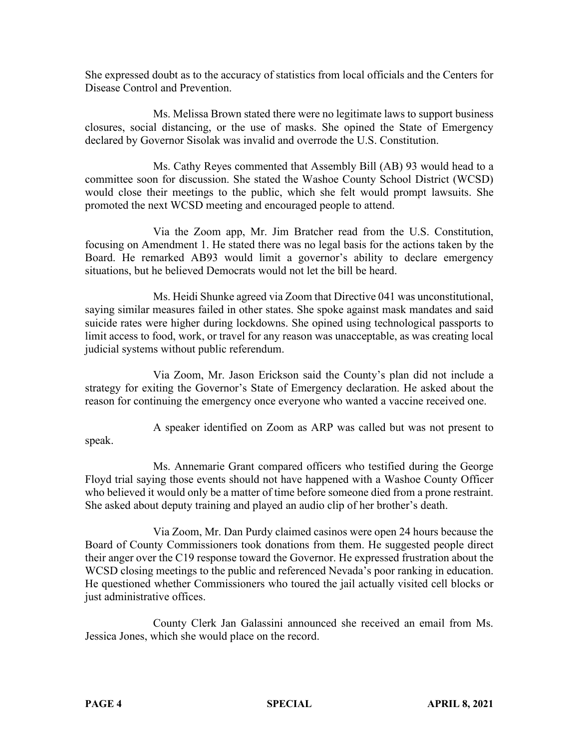She expressed doubt as to the accuracy of statistics from local officials and the Centers for Disease Control and Prevention.

Ms. Melissa Brown stated there were no legitimate laws to support business closures, social distancing, or the use of masks. She opined the State of Emergency declared by Governor Sisolak was invalid and overrode the U.S. Constitution.

Ms. Cathy Reyes commented that Assembly Bill (AB) 93 would head to a committee soon for discussion. She stated the Washoe County School District (WCSD) would close their meetings to the public, which she felt would prompt lawsuits. She promoted the next WCSD meeting and encouraged people to attend.

Via the Zoom app, Mr. Jim Bratcher read from the U.S. Constitution, focusing on Amendment 1. He stated there was no legal basis for the actions taken by the Board. He remarked AB93 would limit a governor's ability to declare emergency situations, but he believed Democrats would not let the bill be heard.

Ms. Heidi Shunke agreed via Zoom that Directive 041 was unconstitutional, saying similar measures failed in other states. She spoke against mask mandates and said suicide rates were higher during lockdowns. She opined using technological passports to limit access to food, work, or travel for any reason was unacceptable, as was creating local judicial systems without public referendum.

Via Zoom, Mr. Jason Erickson said the County's plan did not include a strategy for exiting the Governor's State of Emergency declaration. He asked about the reason for continuing the emergency once everyone who wanted a vaccine received one.

A speaker identified on Zoom as ARP was called but was not present to speak.

Ms. Annemarie Grant compared officers who testified during the George Floyd trial saying those events should not have happened with a Washoe County Officer who believed it would only be a matter of time before someone died from a prone restraint. She asked about deputy training and played an audio clip of her brother's death.

Via Zoom, Mr. Dan Purdy claimed casinos were open 24 hours because the Board of County Commissioners took donations from them. He suggested people direct their anger over the C19 response toward the Governor. He expressed frustration about the WCSD closing meetings to the public and referenced Nevada's poor ranking in education. He questioned whether Commissioners who toured the jail actually visited cell blocks or just administrative offices.

County Clerk Jan Galassini announced she received an email from Ms. Jessica Jones, which she would place on the record.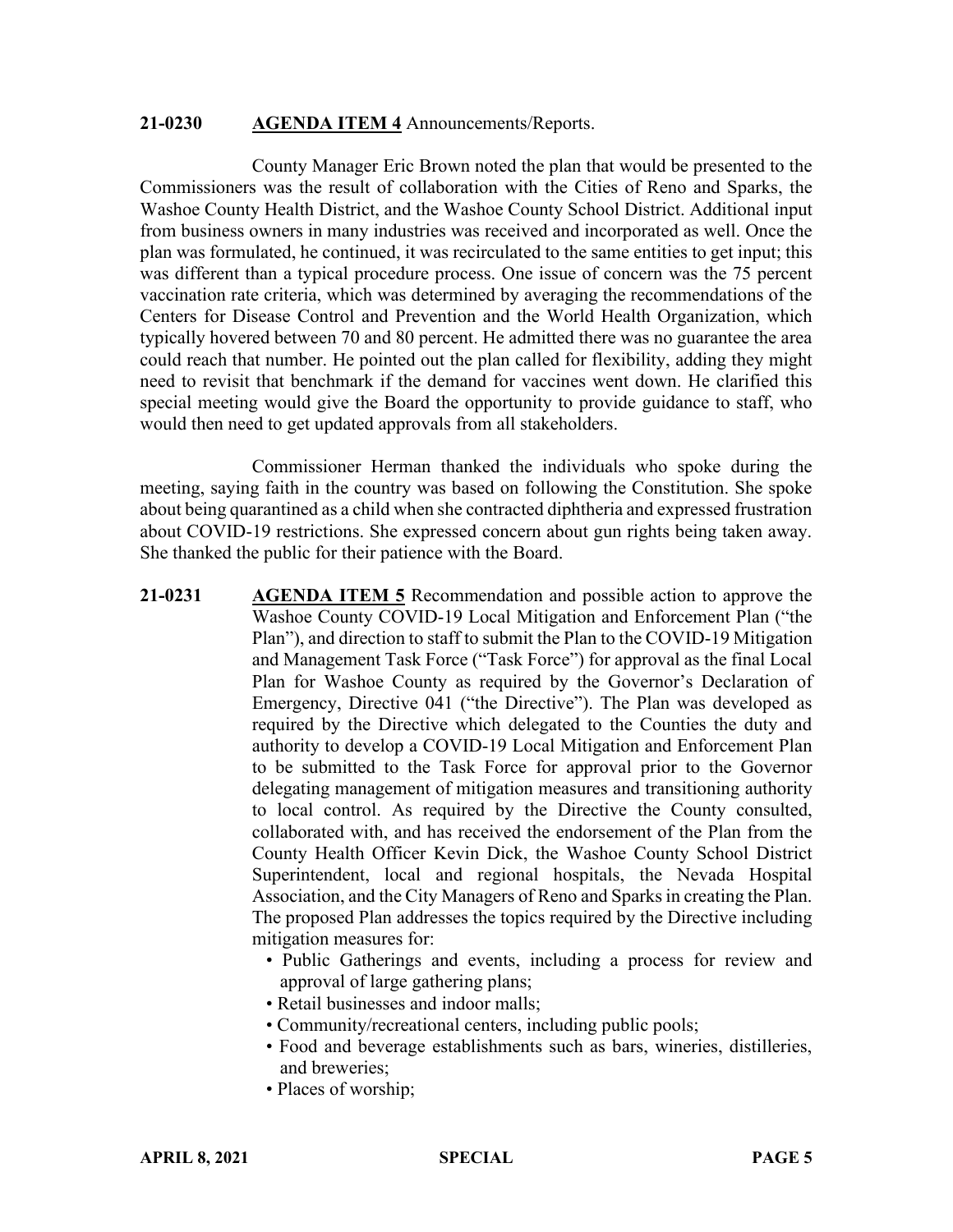**21-0230** **AGENDA ITEM 4** Announcements/Reports.

County Manager Eric Brown noted the plan that would be presented to the Commissioners was the result of collaboration with the Cities of Reno and Sparks, the Washoe County Health District, and the Washoe County School District. Additional input from business owners in many industries was received and incorporated as well. Once the plan was formulated, he continued, it was recirculated to the same entities to get input; this was different than a typical procedure process. One issue of concern was the 75 percent vaccination rate criteria, which was determined by averaging the recommendations of the Centers for Disease Control and Prevention and the World Health Organization, which typically hovered between 70 and 80 percent. He admitted there was no guarantee the area could reach that number. He pointed out the plan called for flexibility, adding they might need to revisit that benchmark if the demand for vaccines went down. He clarified this special meeting would give the Board the opportunity to provide guidance to staff, who would then need to get updated approvals from all stakeholders.

Commissioner Herman thanked the individuals who spoke during the meeting, saying faith in the country was based on following the Constitution. She spoke about being quarantined as a child when she contracted diphtheria and expressed frustration about COVID-19 restrictions. She expressed concern about gun rights being taken away. She thanked the public for their patience with the Board.

**21-0231** **AGENDA ITEM 5** Recommendation and possible action to approve the Washoe County COVID-19 Local Mitigation and Enforcement Plan ("the Plan"), and direction to staff to submit the Plan to the COVID-19 Mitigation and Management Task Force ("Task Force") for approval as the final Local Plan for Washoe County as required by the Governor's Declaration of Emergency, Directive 041 ("the Directive"). The Plan was developed as required by the Directive which delegated to the Counties the duty and authority to develop a COVID-19 Local Mitigation and Enforcement Plan to be submitted to the Task Force for approval prior to the Governor delegating management of mitigation measures and transitioning authority to local control. As required by the Directive the County consulted, collaborated with, and has received the endorsement of the Plan from the County Health Officer Kevin Dick, the Washoe County School District Superintendent, local and regional hospitals, the Nevada Hospital Association, and the City Managers of Reno and Sparks in creating the Plan. The proposed Plan addresses the topics required by the Directive including mitigation measures for:

- Public Gatherings and events, including a process for review and approval of large gathering plans;
- Retail businesses and indoor malls;
- Community/recreational centers, including public pools;
- Food and beverage establishments such as bars, wineries, distilleries, and breweries;
- Places of worship;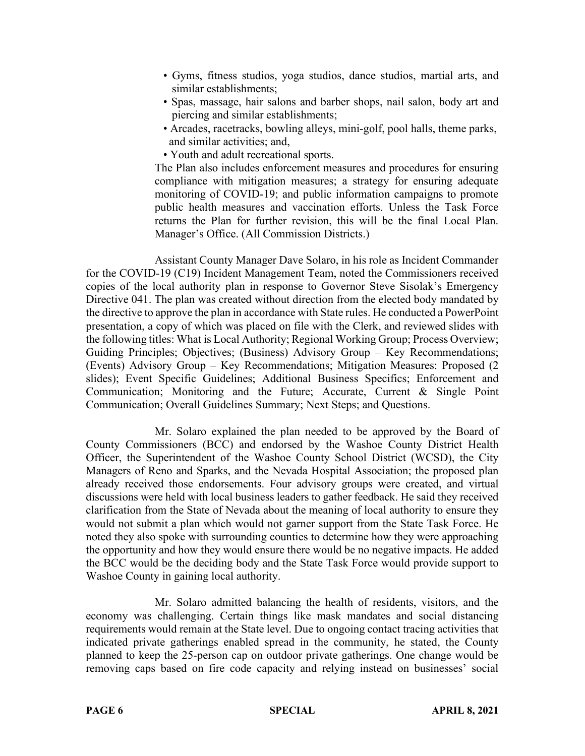- Gyms, fitness studios, yoga studios, dance studios, martial arts, and similar establishments;
- Spas, massage, hair salons and barber shops, nail salon, body art and piercing and similar establishments;
- Arcades, racetracks, bowling alleys, mini-golf, pool halls, theme parks, and similar activities; and,
- Youth and adult recreational sports.

The Plan also includes enforcement measures and procedures for ensuring compliance with mitigation measures; a strategy for ensuring adequate monitoring of COVID-19; and public information campaigns to promote public health measures and vaccination efforts. Unless the Task Force returns the Plan for further revision, this will be the final Local Plan. Manager's Office. (All Commission Districts.)

Assistant County Manager Dave Solaro, in his role as Incident Commander for the COVID-19 (C19) Incident Management Team, noted the Commissioners received copies of the local authority plan in response to Governor Steve Sisolak's Emergency Directive 041. The plan was created without direction from the elected body mandated by the directive to approve the plan in accordance with State rules. He conducted a PowerPoint presentation, a copy of which was placed on file with the Clerk, and reviewed slides with the following titles: What is Local Authority; Regional Working Group; Process Overview; Guiding Principles; Objectives; (Business) Advisory Group – Key Recommendations; (Events) Advisory Group – Key Recommendations; Mitigation Measures: Proposed (2 slides); Event Specific Guidelines; Additional Business Specifics; Enforcement and Communication; Monitoring and the Future; Accurate, Current & Single Point Communication; Overall Guidelines Summary; Next Steps; and Questions.

Mr. Solaro explained the plan needed to be approved by the Board of County Commissioners (BCC) and endorsed by the Washoe County District Health Officer, the Superintendent of the Washoe County School District (WCSD), the City Managers of Reno and Sparks, and the Nevada Hospital Association; the proposed plan already received those endorsements. Four advisory groups were created, and virtual discussions were held with local business leaders to gather feedback. He said they received clarification from the State of Nevada about the meaning of local authority to ensure they would not submit a plan which would not garner support from the State Task Force. He noted they also spoke with surrounding counties to determine how they were approaching the opportunity and how they would ensure there would be no negative impacts. He added the BCC would be the deciding body and the State Task Force would provide support to Washoe County in gaining local authority.

Mr. Solaro admitted balancing the health of residents, visitors, and the economy was challenging. Certain things like mask mandates and social distancing requirements would remain at the State level. Due to ongoing contact tracing activities that indicated private gatherings enabled spread in the community, he stated, the County planned to keep the 25-person cap on outdoor private gatherings. One change would be removing caps based on fire code capacity and relying instead on businesses' social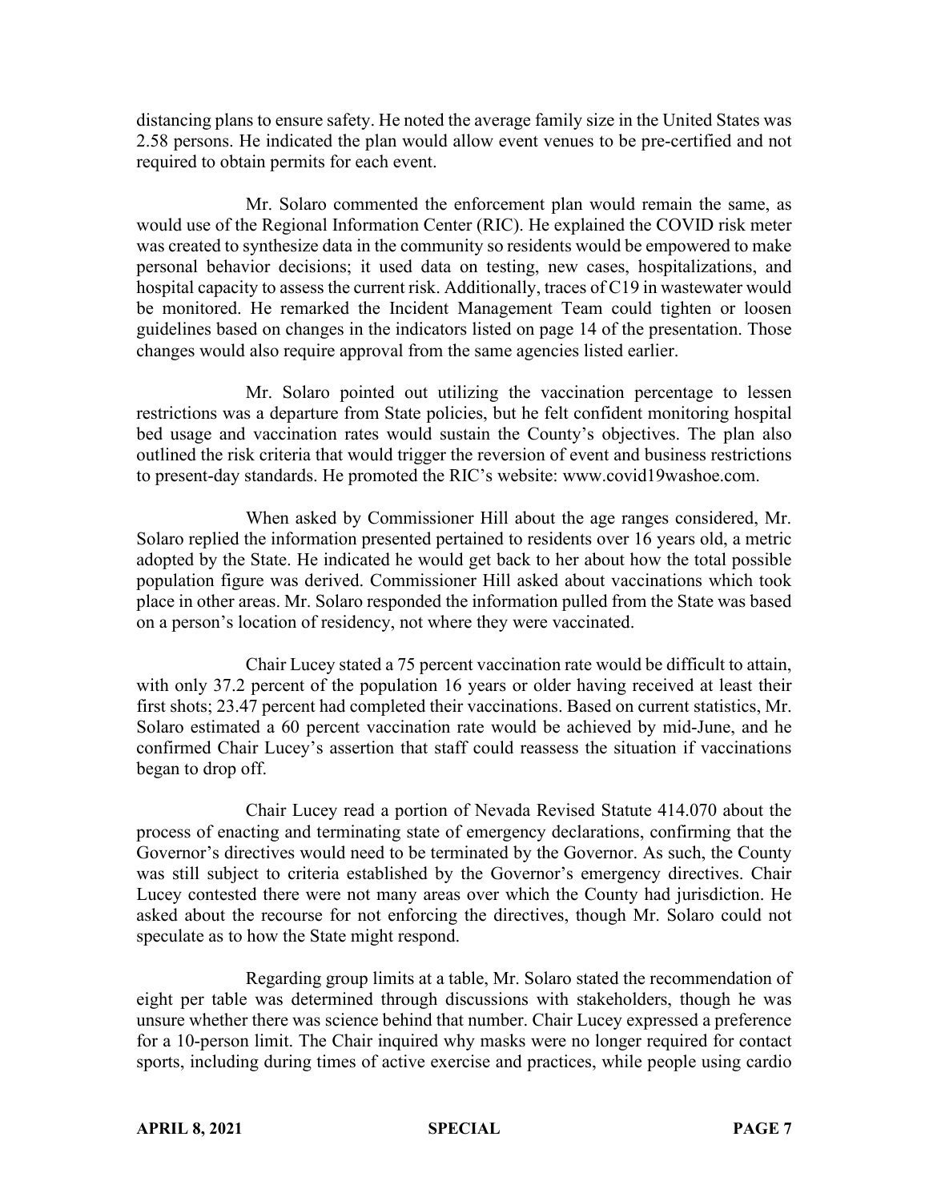distancing plans to ensure safety. He noted the average family size in the United States was 2.58 persons. He indicated the plan would allow event venues to be pre-certified and not required to obtain permits for each event.

Mr. Solaro commented the enforcement plan would remain the same, as would use of the Regional Information Center (RIC). He explained the COVID risk meter was created to synthesize data in the community so residents would be empowered to make personal behavior decisions; it used data on testing, new cases, hospitalizations, and hospital capacity to assess the current risk. Additionally, traces of C19 in wastewater would be monitored. He remarked the Incident Management Team could tighten or loosen guidelines based on changes in the indicators listed on page 14 of the presentation. Those changes would also require approval from the same agencies listed earlier.

Mr. Solaro pointed out utilizing the vaccination percentage to lessen restrictions was a departure from State policies, but he felt confident monitoring hospital bed usage and vaccination rates would sustain the County's objectives. The plan also outlined the risk criteria that would trigger the reversion of event and business restrictions to present-day standards. He promoted the RIC's website: www.covid19washoe.com.

When asked by Commissioner Hill about the age ranges considered, Mr. Solaro replied the information presented pertained to residents over 16 years old, a metric adopted by the State. He indicated he would get back to her about how the total possible population figure was derived. Commissioner Hill asked about vaccinations which took place in other areas. Mr. Solaro responded the information pulled from the State was based on a person's location of residency, not where they were vaccinated.

Chair Lucey stated a 75 percent vaccination rate would be difficult to attain, with only 37.2 percent of the population 16 years or older having received at least their first shots; 23.47 percent had completed their vaccinations. Based on current statistics, Mr. Solaro estimated a 60 percent vaccination rate would be achieved by mid-June, and he confirmed Chair Lucey's assertion that staff could reassess the situation if vaccinations began to drop off.

Chair Lucey read a portion of Nevada Revised Statute 414.070 about the process of enacting and terminating state of emergency declarations, confirming that the Governor's directives would need to be terminated by the Governor. As such, the County was still subject to criteria established by the Governor's emergency directives. Chair Lucey contested there were not many areas over which the County had jurisdiction. He asked about the recourse for not enforcing the directives, though Mr. Solaro could not speculate as to how the State might respond.

Regarding group limits at a table, Mr. Solaro stated the recommendation of eight per table was determined through discussions with stakeholders, though he was unsure whether there was science behind that number. Chair Lucey expressed a preference for a 10-person limit. The Chair inquired why masks were no longer required for contact sports, including during times of active exercise and practices, while people using cardio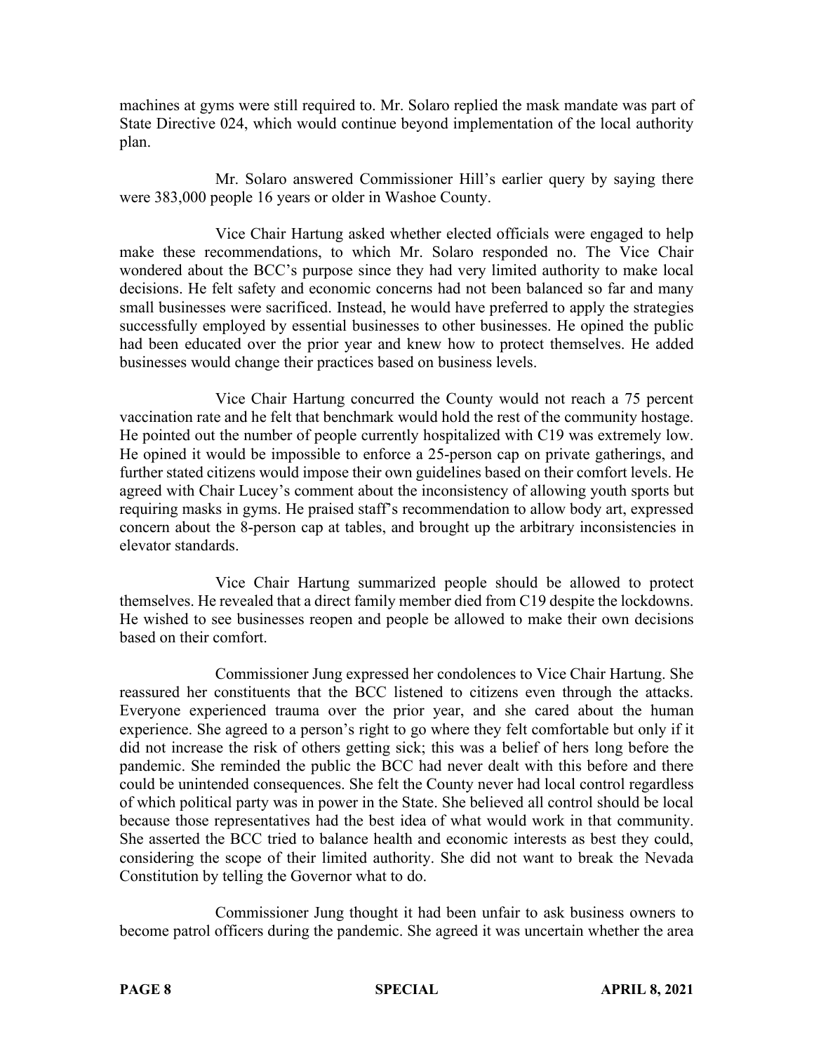machines at gyms were still required to. Mr. Solaro replied the mask mandate was part of State Directive 024, which would continue beyond implementation of the local authority plan.

Mr. Solaro answered Commissioner Hill's earlier query by saying there were 383,000 people 16 years or older in Washoe County.

Vice Chair Hartung asked whether elected officials were engaged to help make these recommendations, to which Mr. Solaro responded no. The Vice Chair wondered about the BCC's purpose since they had very limited authority to make local decisions. He felt safety and economic concerns had not been balanced so far and many small businesses were sacrificed. Instead, he would have preferred to apply the strategies successfully employed by essential businesses to other businesses. He opined the public had been educated over the prior year and knew how to protect themselves. He added businesses would change their practices based on business levels.

Vice Chair Hartung concurred the County would not reach a 75 percent vaccination rate and he felt that benchmark would hold the rest of the community hostage. He pointed out the number of people currently hospitalized with C19 was extremely low. He opined it would be impossible to enforce a 25-person cap on private gatherings, and further stated citizens would impose their own guidelines based on their comfort levels. He agreed with Chair Lucey's comment about the inconsistency of allowing youth sports but requiring masks in gyms. He praised staff's recommendation to allow body art, expressed concern about the 8-person cap at tables, and brought up the arbitrary inconsistencies in elevator standards.

Vice Chair Hartung summarized people should be allowed to protect themselves. He revealed that a direct family member died from C19 despite the lockdowns. He wished to see businesses reopen and people be allowed to make their own decisions based on their comfort.

Commissioner Jung expressed her condolences to Vice Chair Hartung. She reassured her constituents that the BCC listened to citizens even through the attacks. Everyone experienced trauma over the prior year, and she cared about the human experience. She agreed to a person's right to go where they felt comfortable but only if it did not increase the risk of others getting sick; this was a belief of hers long before the pandemic. She reminded the public the BCC had never dealt with this before and there could be unintended consequences. She felt the County never had local control regardless of which political party was in power in the State. She believed all control should be local because those representatives had the best idea of what would work in that community. She asserted the BCC tried to balance health and economic interests as best they could, considering the scope of their limited authority. She did not want to break the Nevada Constitution by telling the Governor what to do.

Commissioner Jung thought it had been unfair to ask business owners to become patrol officers during the pandemic. She agreed it was uncertain whether the area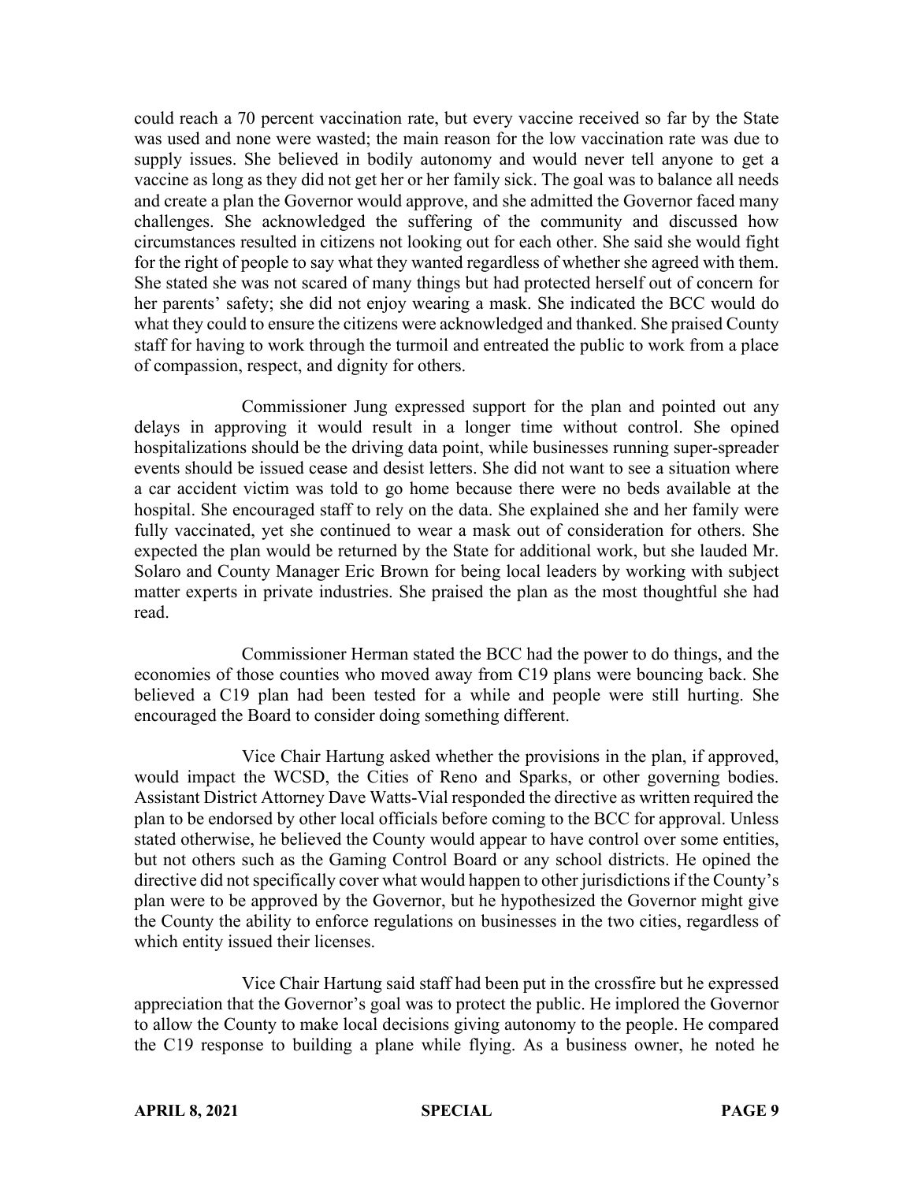could reach a 70 percent vaccination rate, but every vaccine received so far by the State was used and none were wasted; the main reason for the low vaccination rate was due to supply issues. She believed in bodily autonomy and would never tell anyone to get a vaccine as long as they did not get her or her family sick. The goal was to balance all needs and create a plan the Governor would approve, and she admitted the Governor faced many challenges. She acknowledged the suffering of the community and discussed how circumstances resulted in citizens not looking out for each other. She said she would fight for the right of people to say what they wanted regardless of whether she agreed with them. She stated she was not scared of many things but had protected herself out of concern for her parents' safety; she did not enjoy wearing a mask. She indicated the BCC would do what they could to ensure the citizens were acknowledged and thanked. She praised County staff for having to work through the turmoil and entreated the public to work from a place of compassion, respect, and dignity for others.

Commissioner Jung expressed support for the plan and pointed out any delays in approving it would result in a longer time without control. She opined hospitalizations should be the driving data point, while businesses running super-spreader events should be issued cease and desist letters. She did not want to see a situation where a car accident victim was told to go home because there were no beds available at the hospital. She encouraged staff to rely on the data. She explained she and her family were fully vaccinated, yet she continued to wear a mask out of consideration for others. She expected the plan would be returned by the State for additional work, but she lauded Mr. Solaro and County Manager Eric Brown for being local leaders by working with subject matter experts in private industries. She praised the plan as the most thoughtful she had read.

Commissioner Herman stated the BCC had the power to do things, and the economies of those counties who moved away from C19 plans were bouncing back. She believed a C19 plan had been tested for a while and people were still hurting. She encouraged the Board to consider doing something different.

Vice Chair Hartung asked whether the provisions in the plan, if approved, would impact the WCSD, the Cities of Reno and Sparks, or other governing bodies. Assistant District Attorney Dave Watts-Vial responded the directive as written required the plan to be endorsed by other local officials before coming to the BCC for approval. Unless stated otherwise, he believed the County would appear to have control over some entities, but not others such as the Gaming Control Board or any school districts. He opined the directive did not specifically cover what would happen to other jurisdictions if the County's plan were to be approved by the Governor, but he hypothesized the Governor might give the County the ability to enforce regulations on businesses in the two cities, regardless of which entity issued their licenses.

Vice Chair Hartung said staff had been put in the crossfire but he expressed appreciation that the Governor's goal was to protect the public. He implored the Governor to allow the County to make local decisions giving autonomy to the people. He compared the C19 response to building a plane while flying. As a business owner, he noted he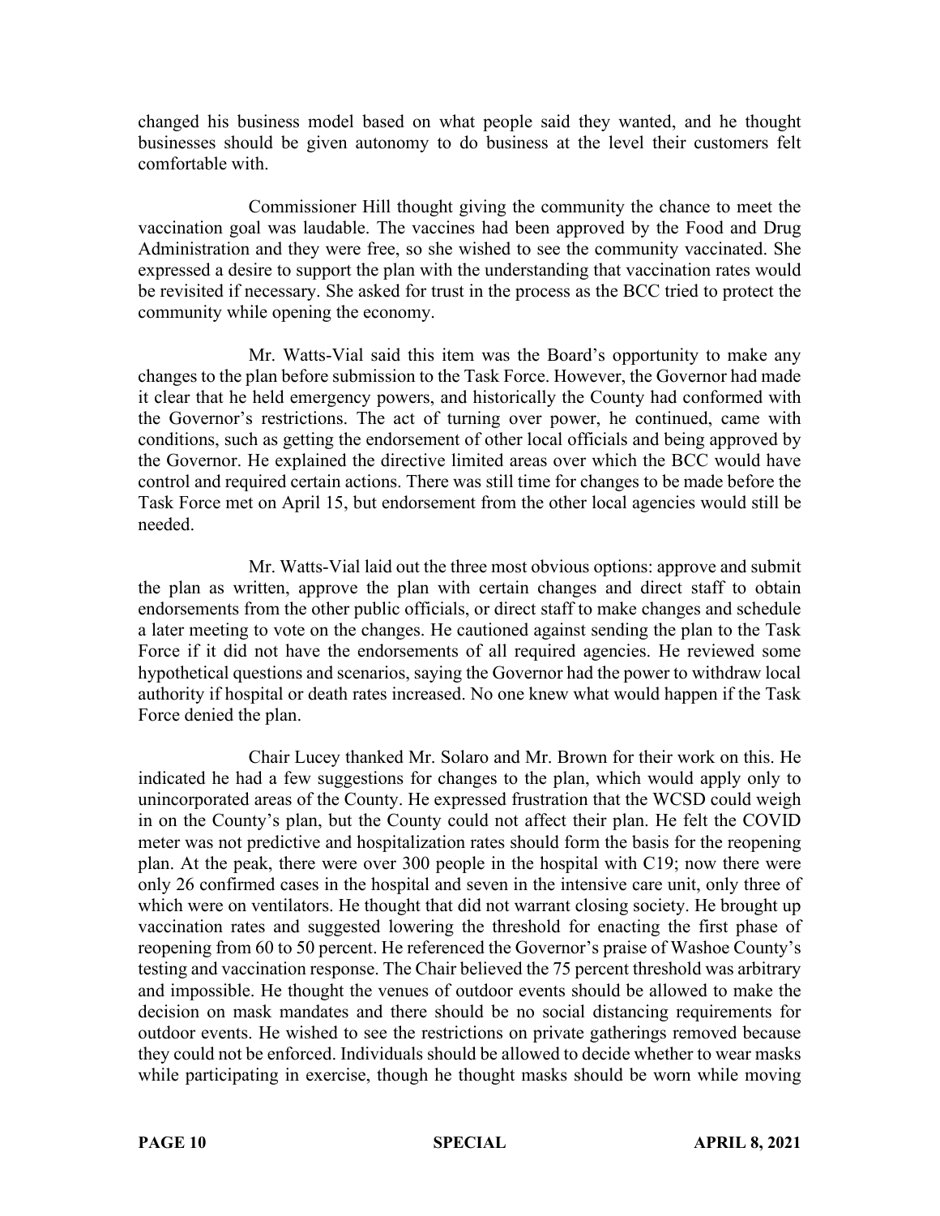changed his business model based on what people said they wanted, and he thought businesses should be given autonomy to do business at the level their customers felt comfortable with.

Commissioner Hill thought giving the community the chance to meet the vaccination goal was laudable. The vaccines had been approved by the Food and Drug Administration and they were free, so she wished to see the community vaccinated. She expressed a desire to support the plan with the understanding that vaccination rates would be revisited if necessary. She asked for trust in the process as the BCC tried to protect the community while opening the economy.

Mr. Watts-Vial said this item was the Board's opportunity to make any changes to the plan before submission to the Task Force. However, the Governor had made it clear that he held emergency powers, and historically the County had conformed with the Governor's restrictions. The act of turning over power, he continued, came with conditions, such as getting the endorsement of other local officials and being approved by the Governor. He explained the directive limited areas over which the BCC would have control and required certain actions. There was still time for changes to be made before the Task Force met on April 15, but endorsement from the other local agencies would still be needed.

Mr. Watts-Vial laid out the three most obvious options: approve and submit the plan as written, approve the plan with certain changes and direct staff to obtain endorsements from the other public officials, or direct staff to make changes and schedule a later meeting to vote on the changes. He cautioned against sending the plan to the Task Force if it did not have the endorsements of all required agencies. He reviewed some hypothetical questions and scenarios, saying the Governor had the power to withdraw local authority if hospital or death rates increased. No one knew what would happen if the Task Force denied the plan.

Chair Lucey thanked Mr. Solaro and Mr. Brown for their work on this. He indicated he had a few suggestions for changes to the plan, which would apply only to unincorporated areas of the County. He expressed frustration that the WCSD could weigh in on the County's plan, but the County could not affect their plan. He felt the COVID meter was not predictive and hospitalization rates should form the basis for the reopening plan. At the peak, there were over 300 people in the hospital with C19; now there were only 26 confirmed cases in the hospital and seven in the intensive care unit, only three of which were on ventilators. He thought that did not warrant closing society. He brought up vaccination rates and suggested lowering the threshold for enacting the first phase of reopening from 60 to 50 percent. He referenced the Governor's praise of Washoe County's testing and vaccination response. The Chair believed the 75 percent threshold was arbitrary and impossible. He thought the venues of outdoor events should be allowed to make the decision on mask mandates and there should be no social distancing requirements for outdoor events. He wished to see the restrictions on private gatherings removed because they could not be enforced. Individuals should be allowed to decide whether to wear masks while participating in exercise, though he thought masks should be worn while moving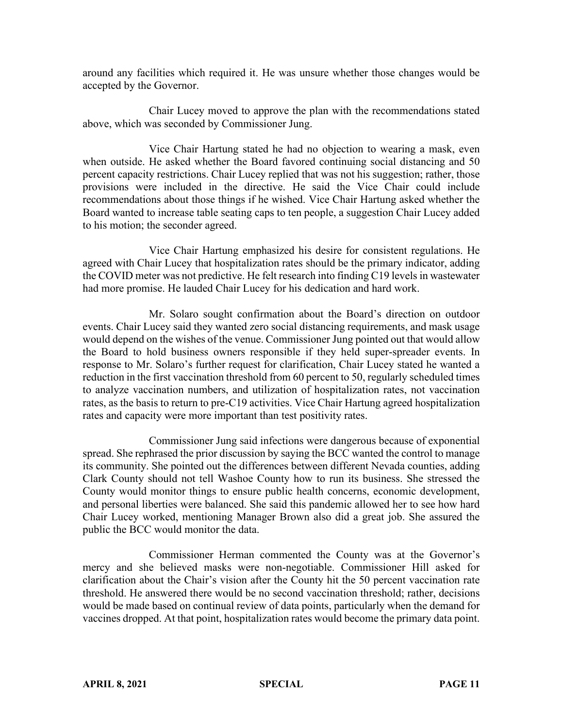around any facilities which required it. He was unsure whether those changes would be accepted by the Governor.

Chair Lucey moved to approve the plan with the recommendations stated above, which was seconded by Commissioner Jung.

Vice Chair Hartung stated he had no objection to wearing a mask, even when outside. He asked whether the Board favored continuing social distancing and 50 percent capacity restrictions. Chair Lucey replied that was not his suggestion; rather, those provisions were included in the directive. He said the Vice Chair could include recommendations about those things if he wished. Vice Chair Hartung asked whether the Board wanted to increase table seating caps to ten people, a suggestion Chair Lucey added to his motion; the seconder agreed.

Vice Chair Hartung emphasized his desire for consistent regulations. He agreed with Chair Lucey that hospitalization rates should be the primary indicator, adding the COVID meter was not predictive. He felt research into finding C19 levels in wastewater had more promise. He lauded Chair Lucey for his dedication and hard work.

Mr. Solaro sought confirmation about the Board's direction on outdoor events. Chair Lucey said they wanted zero social distancing requirements, and mask usage would depend on the wishes of the venue. Commissioner Jung pointed out that would allow the Board to hold business owners responsible if they held super-spreader events. In response to Mr. Solaro's further request for clarification, Chair Lucey stated he wanted a reduction in the first vaccination threshold from 60 percent to 50, regularly scheduled times to analyze vaccination numbers, and utilization of hospitalization rates, not vaccination rates, as the basis to return to pre-C19 activities. Vice Chair Hartung agreed hospitalization rates and capacity were more important than test positivity rates.

Commissioner Jung said infections were dangerous because of exponential spread. She rephrased the prior discussion by saying the BCC wanted the control to manage its community. She pointed out the differences between different Nevada counties, adding Clark County should not tell Washoe County how to run its business. She stressed the County would monitor things to ensure public health concerns, economic development, and personal liberties were balanced. She said this pandemic allowed her to see how hard Chair Lucey worked, mentioning Manager Brown also did a great job. She assured the public the BCC would monitor the data.

Commissioner Herman commented the County was at the Governor's mercy and she believed masks were non-negotiable. Commissioner Hill asked for clarification about the Chair's vision after the County hit the 50 percent vaccination rate threshold. He answered there would be no second vaccination threshold; rather, decisions would be made based on continual review of data points, particularly when the demand for vaccines dropped. At that point, hospitalization rates would become the primary data point.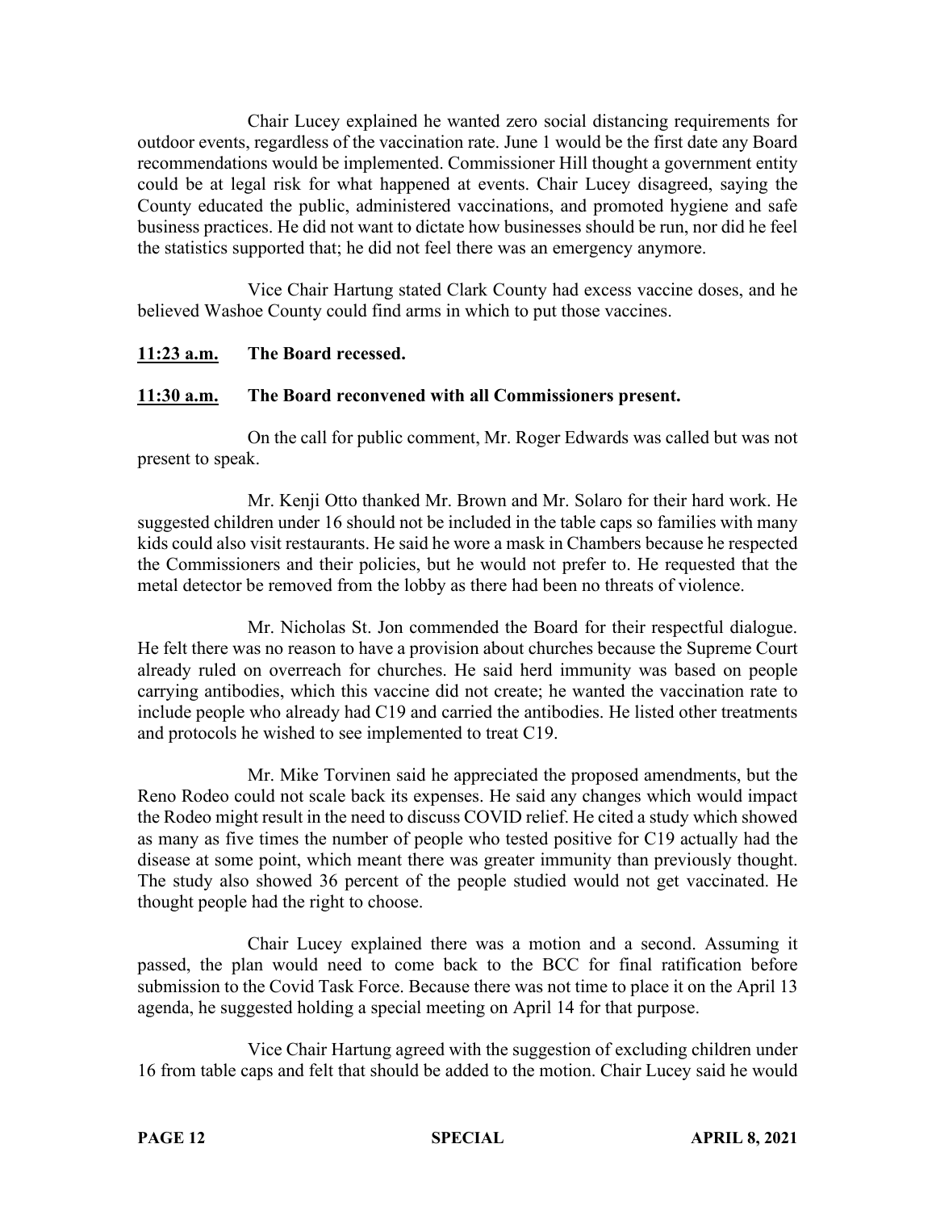Chair Lucey explained he wanted zero social distancing requirements for outdoor events, regardless of the vaccination rate. June 1 would be the first date any Board recommendations would be implemented. Commissioner Hill thought a government entity could be at legal risk for what happened at events. Chair Lucey disagreed, saying the County educated the public, administered vaccinations, and promoted hygiene and safe business practices. He did not want to dictate how businesses should be run, nor did he feel the statistics supported that; he did not feel there was an emergency anymore.

Vice Chair Hartung stated Clark County had excess vaccine doses, and he believed Washoe County could find arms in which to put those vaccines.

**11:23 a.m. The Board recessed.**

**11:30 a.m. The Board reconvened with all Commissioners present.**

On the call for public comment, Mr. Roger Edwards was called but was not present to speak.

Mr. Kenji Otto thanked Mr. Brown and Mr. Solaro for their hard work. He suggested children under 16 should not be included in the table caps so families with many kids could also visit restaurants. He said he wore a mask in Chambers because he respected the Commissioners and their policies, but he would not prefer to. He requested that the metal detector be removed from the lobby as there had been no threats of violence.

Mr. Nicholas St. Jon commended the Board for their respectful dialogue. He felt there was no reason to have a provision about churches because the Supreme Court already ruled on overreach for churches. He said herd immunity was based on people carrying antibodies, which this vaccine did not create; he wanted the vaccination rate to include people who already had C19 and carried the antibodies. He listed other treatments and protocols he wished to see implemented to treat C19.

Mr. Mike Torvinen said he appreciated the proposed amendments, but the Reno Rodeo could not scale back its expenses. He said any changes which would impact the Rodeo might result in the need to discuss COVID relief. He cited a study which showed as many as five times the number of people who tested positive for C19 actually had the disease at some point, which meant there was greater immunity than previously thought. The study also showed 36 percent of the people studied would not get vaccinated. He thought people had the right to choose.

Chair Lucey explained there was a motion and a second. Assuming it passed, the plan would need to come back to the BCC for final ratification before submission to the Covid Task Force. Because there was not time to place it on the April 13 agenda, he suggested holding a special meeting on April 14 for that purpose.

Vice Chair Hartung agreed with the suggestion of excluding children under 16 from table caps and felt that should be added to the motion. Chair Lucey said he would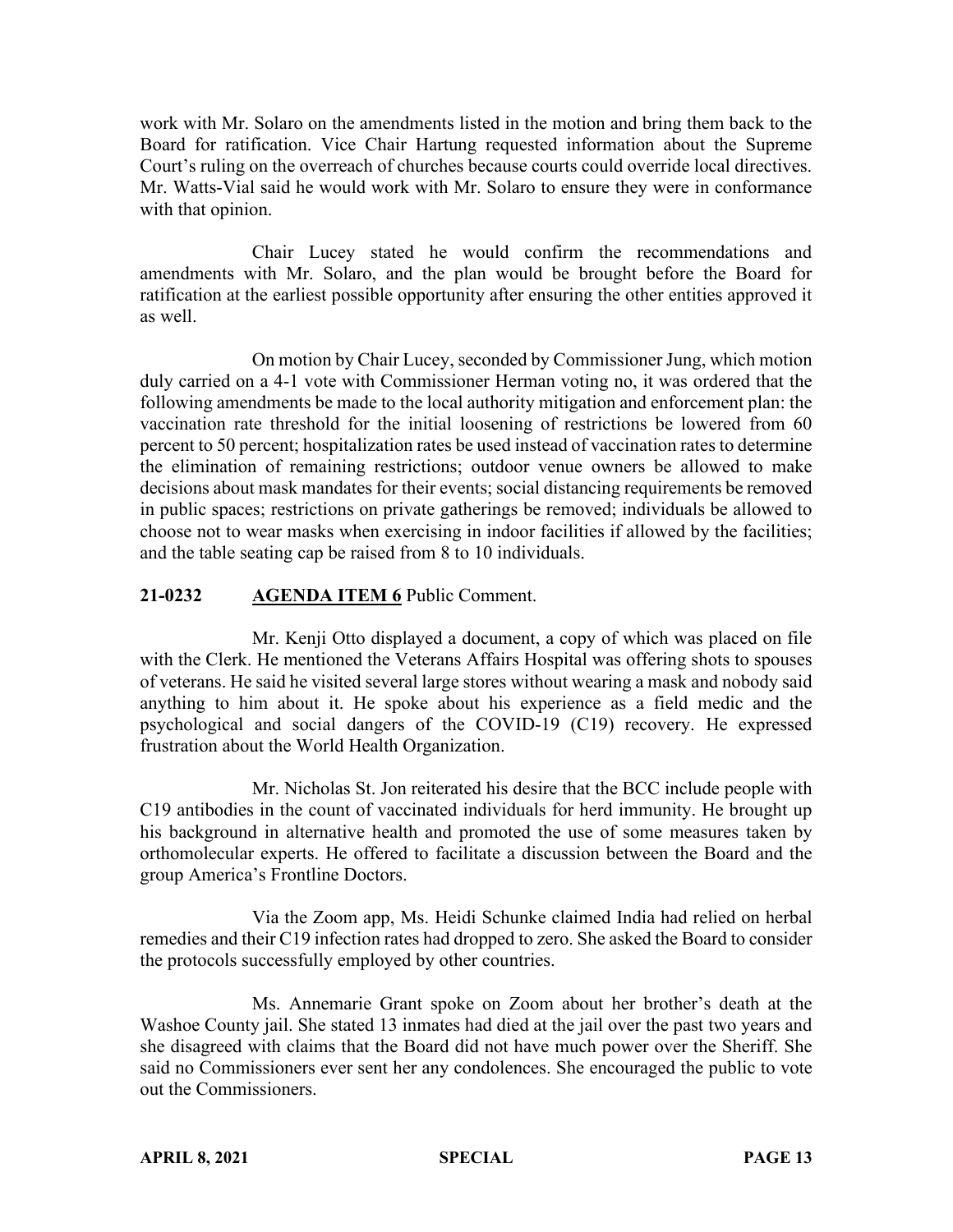work with Mr. Solaro on the amendments listed in the motion and bring them back to the Board for ratification. Vice Chair Hartung requested information about the Supreme Court's ruling on the overreach of churches because courts could override local directives. Mr. Watts-Vial said he would work with Mr. Solaro to ensure they were in conformance with that opinion.

Chair Lucey stated he would confirm the recommendations and amendments with Mr. Solaro, and the plan would be brought before the Board for ratification at the earliest possible opportunity after ensuring the other entities approved it as well.

On motion by Chair Lucey, seconded by Commissioner Jung, which motion duly carried on a 4-1 vote with Commissioner Herman voting no, it was ordered that the following amendments be made to the local authority mitigation and enforcement plan: the vaccination rate threshold for the initial loosening of restrictions be lowered from 60 percent to 50 percent; hospitalization rates be used instead of vaccination rates to determine the elimination of remaining restrictions; outdoor venue owners be allowed to make decisions about mask mandates for their events; social distancing requirements be removed in public spaces; restrictions on private gatherings be removed; individuals be allowed to choose not to wear masks when exercising in indoor facilities if allowed by the facilities; and the table seating cap be raised from 8 to 10 individuals.

**21-0232 AGENDA ITEM 6** Public Comment.

Mr. Kenji Otto displayed a document, a copy of which was placed on file with the Clerk. He mentioned the Veterans Affairs Hospital was offering shots to spouses of veterans. He said he visited several large stores without wearing a mask and nobody said anything to him about it. He spoke about his experience as a field medic and the psychological and social dangers of the COVID-19 (C19) recovery. He expressed frustration about the World Health Organization.

Mr. Nicholas St. Jon reiterated his desire that the BCC include people with C19 antibodies in the count of vaccinated individuals for herd immunity. He brought up his background in alternative health and promoted the use of some measures taken by orthomolecular experts. He offered to facilitate a discussion between the Board and the group America's Frontline Doctors.

Via the Zoom app, Ms. Heidi Schunke claimed India had relied on herbal remedies and their C19 infection rates had dropped to zero. She asked the Board to consider the protocols successfully employed by other countries.

Ms. Annemarie Grant spoke on Zoom about her brother's death at the Washoe County jail. She stated 13 inmates had died at the jail over the past two years and she disagreed with claims that the Board did not have much power over the Sheriff. She said no Commissioners ever sent her any condolences. She encouraged the public to vote out the Commissioners.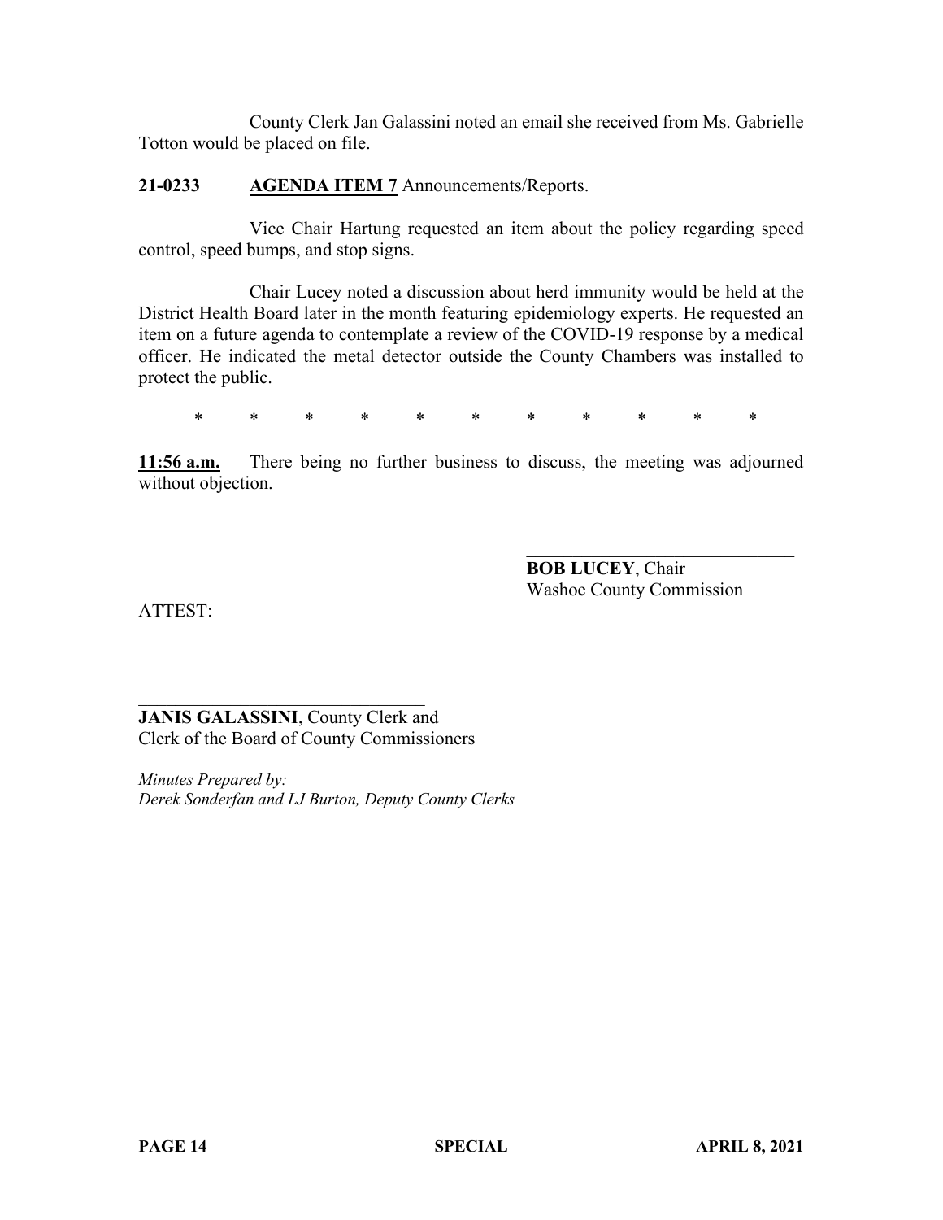County Clerk Jan Galassini noted an email she received from Ms. Gabrielle Totton would be placed on file.

**21-0233** **AGENDA ITEM 7** Announcements/Reports.

Vice Chair Hartung requested an item about the policy regarding speed control, speed bumps, and stop signs.

Chair Lucey noted a discussion about herd immunity would be held at the District Health Board later in the month featuring epidemiology experts. He requested an item on a future agenda to contemplate a review of the COVID-19 response by a medical officer. He indicated the metal detector outside the County Chambers was installed to protect the public.

\* \* \* \* \* \* \* \* \* \* \*

**11:56 a.m.** There being no further business to discuss, the meeting was adjourned without objection.

\_\_\_\_\_\_\_\_\_\_\_\_\_\_\_\_\_\_\_\_\_\_\_\_\_\_\_\_
**BOB LUCEY**, Chair
Washoe County Commission

ATTEST:

\_\_\_\_\_\_\_\_\_\_\_\_\_\_\_\_\_\_\_\_\_\_\_\_\_\_\_\_
**JANIS GALASSINI**, County Clerk and
Clerk of the Board of County Commissioners

*Minutes Prepared by:*
*Derek Sonderfan and LJ Burton, Deputy County Clerks*